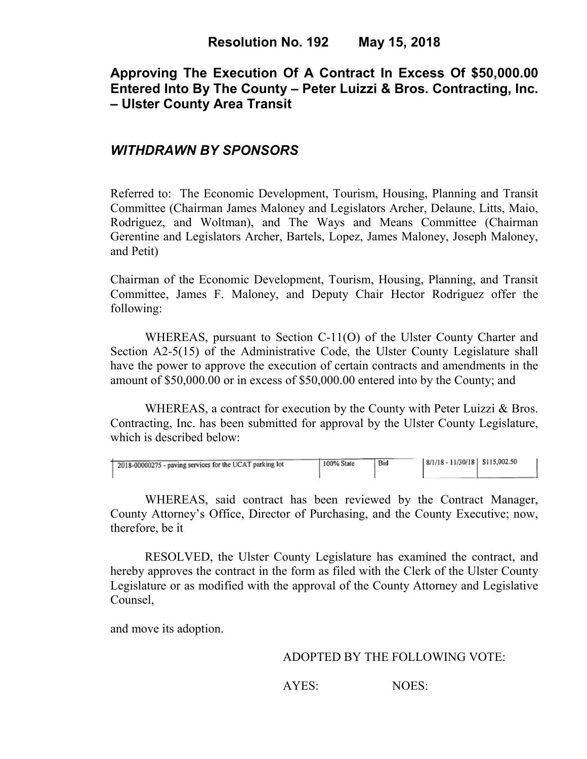**Resolution No. 192 May 15, 2018**

# Approving The Execution Of A Contract In Excess Of $50,000.00 Entered Into By The County – Peter Luizzi & Bros. Contracting, Inc. – Ulster County Area Transit

***WITHDRAWN BY SPONSORS***

Referred to: The Economic Development, Tourism, Housing, Planning and Transit Committee (Chairman James Maloney and Legislators Archer, Delaune, Litts, Maio, Rodriguez, and Woltman), and The Ways and Means Committee (Chairman Gerentine and Legislators Archer, Bartels, Lopez, James Maloney, Joseph Maloney, and Petit)

Chairman of the Economic Development, Tourism, Housing, Planning, and Transit Committee, James F. Maloney, and Deputy Chair Hector Rodriguez offer the following:

WHEREAS, pursuant to Section C-11(O) of the Ulster County Charter and Section A2-5(15) of the Administrative Code, the Ulster County Legislature shall have the power to approve the execution of certain contracts and amendments in the amount of $50,000.00 or in excess of $50,000.00 entered into by the County; and

WHEREAS, a contract for execution by the County with Peter Luizzi & Bros. Contracting, Inc. has been submitted for approval by the Ulster County Legislature, which is described below:

| | | | | |
|---|---|---|---|---|
| 2018-00000275 - paving services for the UCAT parking lot | 100% State | Bid | 8/1/18 - 11/30/18 | $115,002.50 |

WHEREAS, said contract has been reviewed by the Contract Manager, County Attorney's Office, Director of Purchasing, and the County Executive; now, therefore, be it

RESOLVED, the Ulster County Legislature has examined the contract, and hereby approves the contract in the form as filed with the Clerk of the Ulster County Legislature or as modified with the approval of the County Attorney and Legislative Counsel,

and move its adoption.

ADOPTED BY THE FOLLOWING VOTE:

AYES: NOES: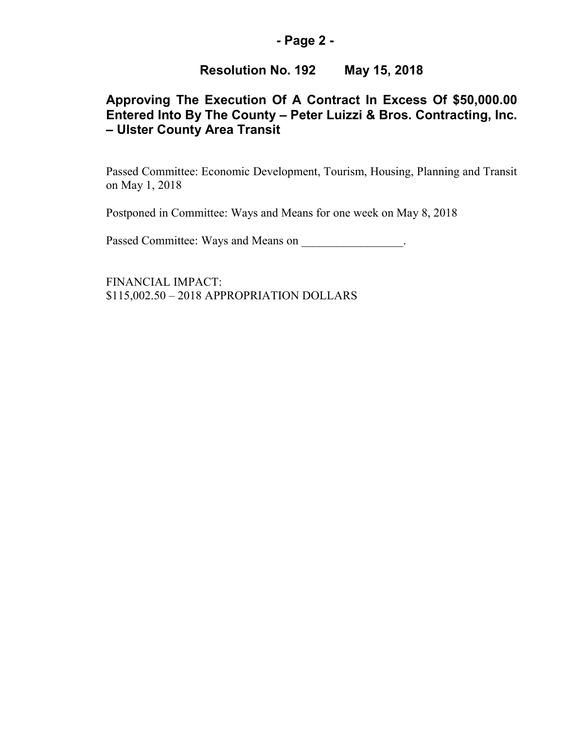## Resolution No. 192 May 15, 2018

## Approving The Execution Of A Contract In Excess Of $50,000.00 Entered Into By The County – Peter Luizzi & Bros. Contracting, Inc. – Ulster County Area Transit

Passed Committee: Economic Development, Tourism, Housing, Planning and Transit on May 1, 2018

Postponed in Committee: Ways and Means for one week on May 8, 2018

Passed Committee: Ways and Means on _________________.

FINANCIAL IMPACT:
$115,002.50 – 2018 APPROPRIATION DOLLARS